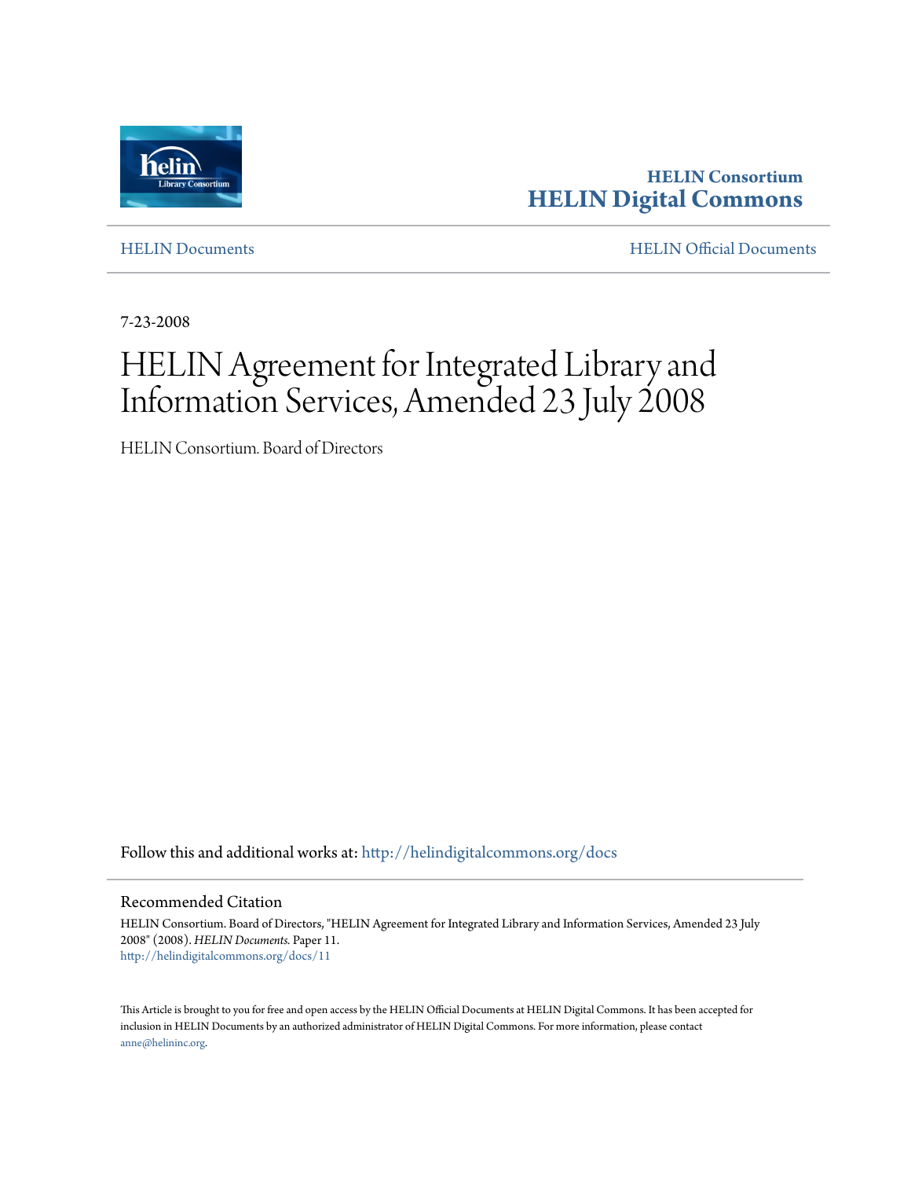**HELIN Consortium**
**HELIN Digital Commons**

HELIN Documents

HELIN Official Documents

7-23-2008

# HELIN Agreement for Integrated Library and Information Services, Amended 23 July 2008

HELIN Consortium. Board of Directors

Follow this and additional works at: http://helindigitalcommons.org/docs

## Recommended Citation

HELIN Consortium. Board of Directors, "HELIN Agreement for Integrated Library and Information Services, Amended 23 July 2008" (2008). *HELIN Documents.* Paper 11.
http://helindigitalcommons.org/docs/11

This Article is brought to you for free and open access by the HELIN Official Documents at HELIN Digital Commons. It has been accepted for inclusion in HELIN Documents by an authorized administrator of HELIN Digital Commons. For more information, please contact anne@helininc.org.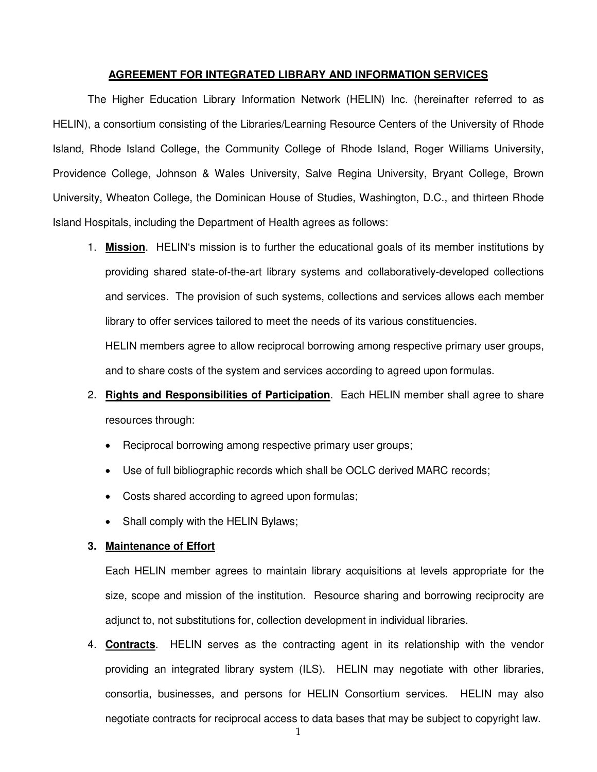**AGREEMENT FOR INTEGRATED LIBRARY AND INFORMATION SERVICES**

The Higher Education Library Information Network (HELIN) Inc. (hereinafter referred to as HELIN), a consortium consisting of the Libraries/Learning Resource Centers of the University of Rhode Island, Rhode Island College, the Community College of Rhode Island, Roger Williams University, Providence College, Johnson & Wales University, Salve Regina University, Bryant College, Brown University, Wheaton College, the Dominican House of Studies, Washington, D.C., and thirteen Rhode Island Hospitals, including the Department of Health agrees as follows:

1. **Mission**. HELIN's mission is to further the educational goals of its member institutions by providing shared state-of-the-art library systems and collaboratively-developed collections and services. The provision of such systems, collections and services allows each member library to offer services tailored to meet the needs of its various constituencies.

   HELIN members agree to allow reciprocal borrowing among respective primary user groups, and to share costs of the system and services according to agreed upon formulas.

2. **Rights and Responsibilities of Participation**. Each HELIN member shall agree to share resources through:

   - Reciprocal borrowing among respective primary user groups;
   - Use of full bibliographic records which shall be OCLC derived MARC records;
   - Costs shared according to agreed upon formulas;
   - Shall comply with the HELIN Bylaws;

3. **Maintenance of Effort**

   Each HELIN member agrees to maintain library acquisitions at levels appropriate for the size, scope and mission of the institution. Resource sharing and borrowing reciprocity are adjunct to, not substitutions for, collection development in individual libraries.

4. **Contracts**. HELIN serves as the contracting agent in its relationship with the vendor providing an integrated library system (ILS). HELIN may negotiate with other libraries, consortia, businesses, and persons for HELIN Consortium services. HELIN may also negotiate contracts for reciprocal access to data bases that may be subject to copyright law.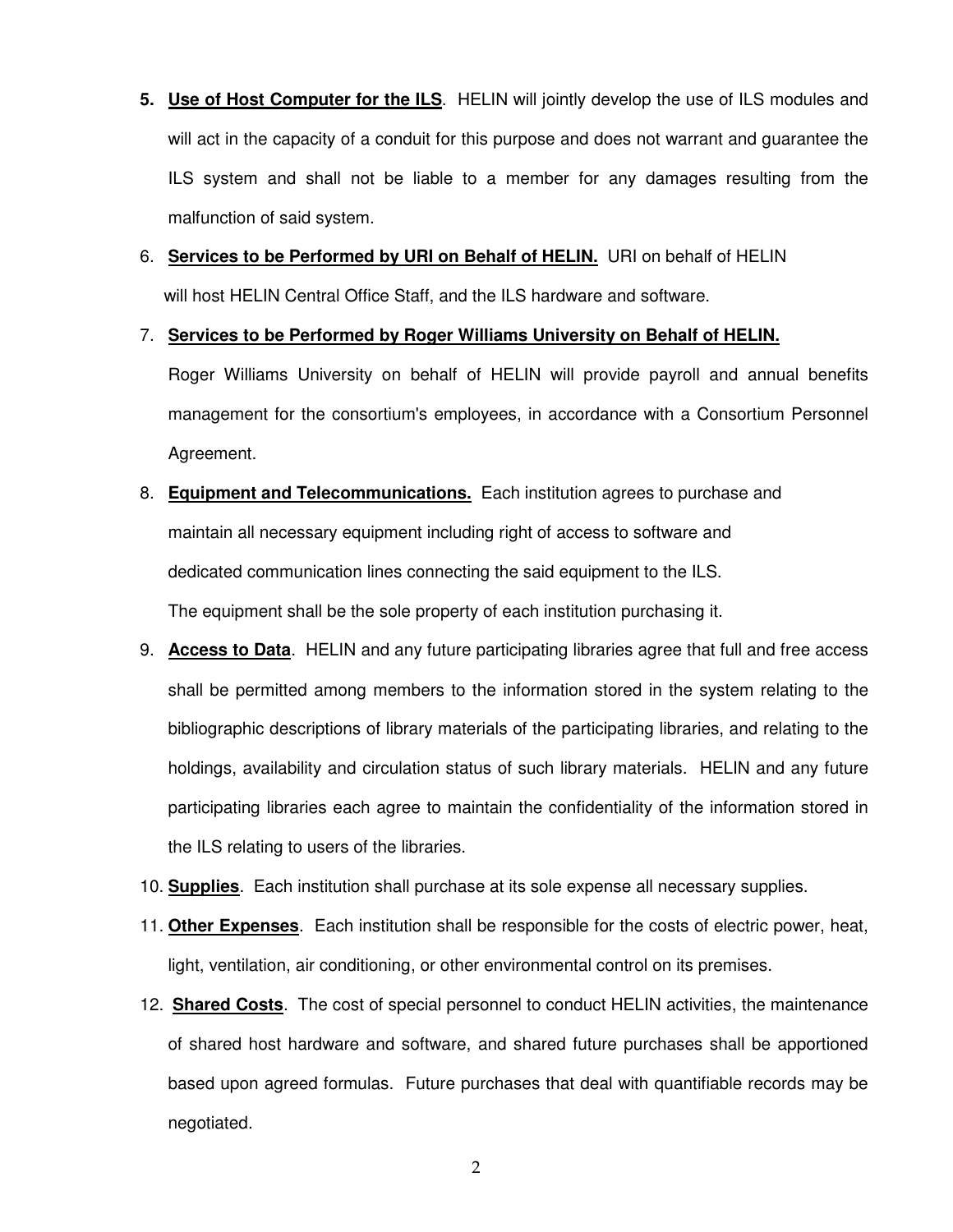5. **__Use of Host Computer for the ILS__**. HELIN will jointly develop the use of ILS modules and will act in the capacity of a conduit for this purpose and does not warrant and guarantee the ILS system and shall not be liable to a member for any damages resulting from the malfunction of said system.

6. **__Services to be Performed by URI on Behalf of HELIN.__** URI on behalf of HELIN will host HELIN Central Office Staff, and the ILS hardware and software.

7. **__Services to be Performed by Roger Williams University on Behalf of HELIN.__** Roger Williams University on behalf of HELIN will provide payroll and annual benefits management for the consortium's employees, in accordance with a Consortium Personnel Agreement.

8. **__Equipment and Telecommunications.__** Each institution agrees to purchase and maintain all necessary equipment including right of access to software and dedicated communication lines connecting the said equipment to the ILS. The equipment shall be the sole property of each institution purchasing it.

9. **__Access to Data__**. HELIN and any future participating libraries agree that full and free access shall be permitted among members to the information stored in the system relating to the bibliographic descriptions of library materials of the participating libraries, and relating to the holdings, availability and circulation status of such library materials. HELIN and any future participating libraries each agree to maintain the confidentiality of the information stored in the ILS relating to users of the libraries.

10. **__Supplies__**. Each institution shall purchase at its sole expense all necessary supplies.

11. **__Other Expenses__**. Each institution shall be responsible for the costs of electric power, heat, light, ventilation, air conditioning, or other environmental control on its premises.

12. **__Shared Costs__**. The cost of special personnel to conduct HELIN activities, the maintenance of shared host hardware and software, and shared future purchases shall be apportioned based upon agreed formulas. Future purchases that deal with quantifiable records may be negotiated.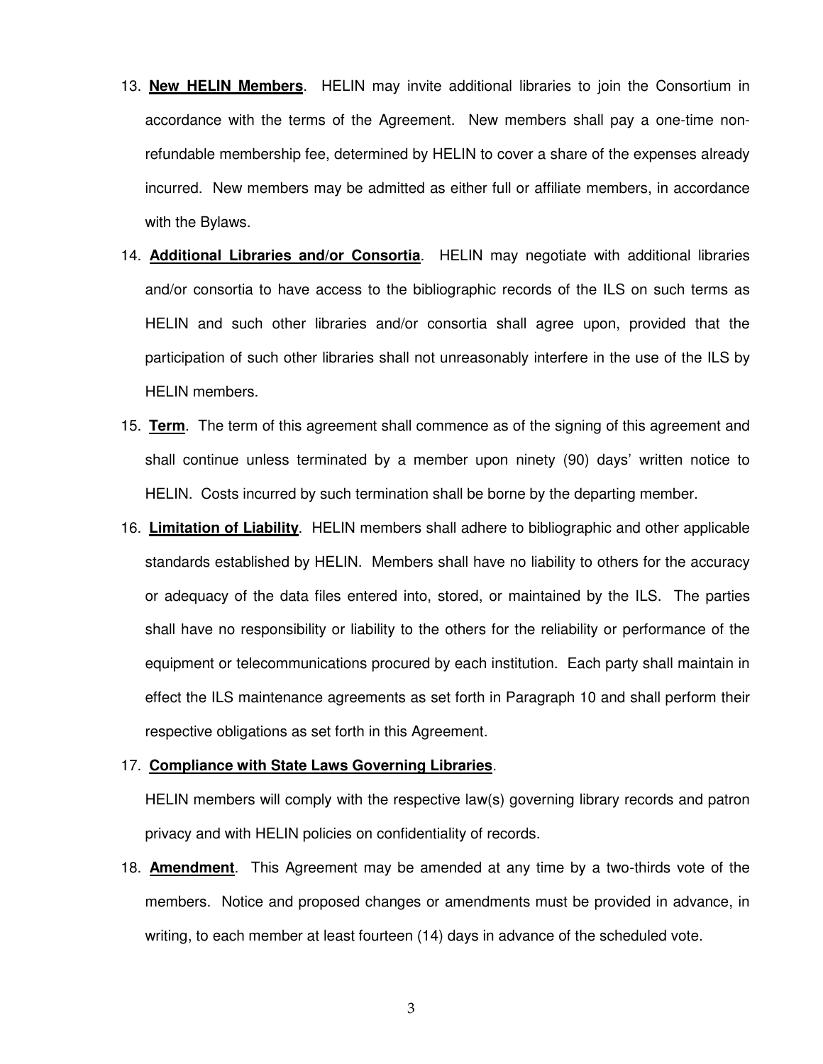13. **New HELIN Members**. HELIN may invite additional libraries to join the Consortium in accordance with the terms of the Agreement. New members shall pay a one-time non-refundable membership fee, determined by HELIN to cover a share of the expenses already incurred. New members may be admitted as either full or affiliate members, in accordance with the Bylaws.

14. **Additional Libraries and/or Consortia**. HELIN may negotiate with additional libraries and/or consortia to have access to the bibliographic records of the ILS on such terms as HELIN and such other libraries and/or consortia shall agree upon, provided that the participation of such other libraries shall not unreasonably interfere in the use of the ILS by HELIN members.

15. **Term**. The term of this agreement shall commence as of the signing of this agreement and shall continue unless terminated by a member upon ninety (90) days' written notice to HELIN. Costs incurred by such termination shall be borne by the departing member.

16. **Limitation of Liability**. HELIN members shall adhere to bibliographic and other applicable standards established by HELIN. Members shall have no liability to others for the accuracy or adequacy of the data files entered into, stored, or maintained by the ILS. The parties shall have no responsibility or liability to the others for the reliability or performance of the equipment or telecommunications procured by each institution. Each party shall maintain in effect the ILS maintenance agreements as set forth in Paragraph 10 and shall perform their respective obligations as set forth in this Agreement.

17. **Compliance with State Laws Governing Libraries**.

    HELIN members will comply with the respective law(s) governing library records and patron privacy and with HELIN policies on confidentiality of records.

18. **Amendment**. This Agreement may be amended at any time by a two-thirds vote of the members. Notice and proposed changes or amendments must be provided in advance, in writing, to each member at least fourteen (14) days in advance of the scheduled vote.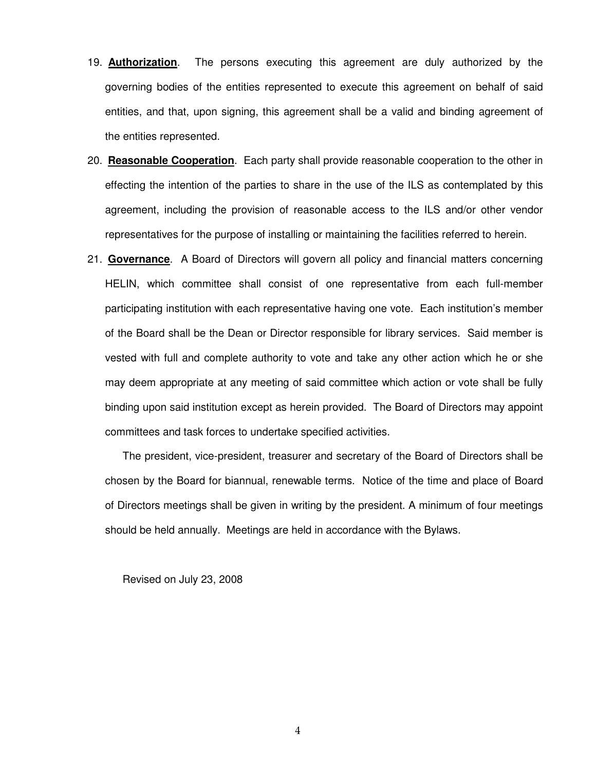19. **Authorization**. The persons executing this agreement are duly authorized by the governing bodies of the entities represented to execute this agreement on behalf of said entities, and that, upon signing, this agreement shall be a valid and binding agreement of the entities represented.

20. **Reasonable Cooperation**. Each party shall provide reasonable cooperation to the other in effecting the intention of the parties to share in the use of the ILS as contemplated by this agreement, including the provision of reasonable access to the ILS and/or other vendor representatives for the purpose of installing or maintaining the facilities referred to herein.

21. **Governance**. A Board of Directors will govern all policy and financial matters concerning HELIN, which committee shall consist of one representative from each full-member participating institution with each representative having one vote. Each institution's member of the Board shall be the Dean or Director responsible for library services. Said member is vested with full and complete authority to vote and take any other action which he or she may deem appropriate at any meeting of said committee which action or vote shall be fully binding upon said institution except as herein provided. The Board of Directors may appoint committees and task forces to undertake specified activities.

    The president, vice-president, treasurer and secretary of the Board of Directors shall be chosen by the Board for biannual, renewable terms. Notice of the time and place of Board of Directors meetings shall be given in writing by the president. A minimum of four meetings should be held annually. Meetings are held in accordance with the Bylaws.

Revised on July 23, 2008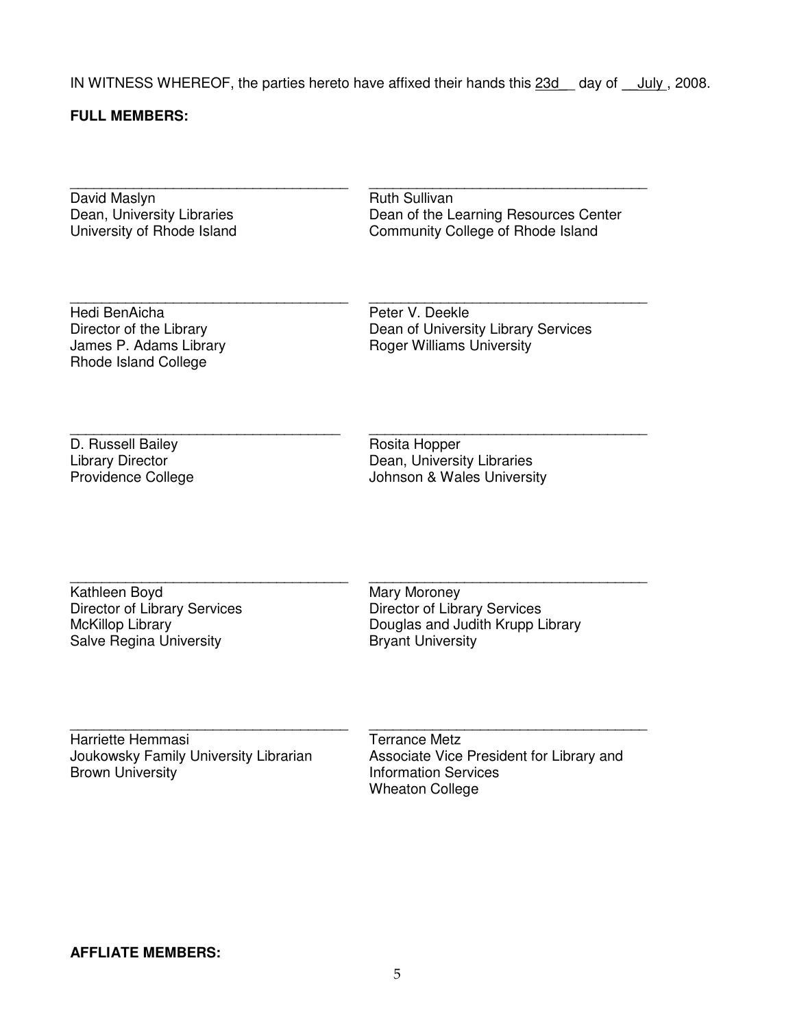IN WITNESS WHEREOF, the parties hereto have affixed their hands this 23d__ day of __July , 2008.

**FULL MEMBERS:**

___________________________________
David Maslyn
Dean, University Libraries
University of Rhode Island

___________________________________
Ruth Sullivan
Dean of the Learning Resources Center
Community College of Rhode Island

___________________________________
Hedi BenAicha
Director of the Library
James P. Adams Library
Rhode Island College

___________________________________
Peter V. Deekle
Dean of University Library Services
Roger Williams University

___________________________________
D. Russell Bailey
Library Director
Providence College

___________________________________
Rosita Hopper
Dean, University Libraries
Johnson & Wales University

___________________________________
Kathleen Boyd
Director of Library Services
McKillop Library
Salve Regina University

___________________________________
Mary Moroney
Director of Library Services
Douglas and Judith Krupp Library
Bryant University

___________________________________
Harriette Hemmasi
Joukowsky Family University Librarian
Brown University

___________________________________
Terrance Metz
Associate Vice President for Library and Information Services
Wheaton College

**AFFLIATE MEMBERS:**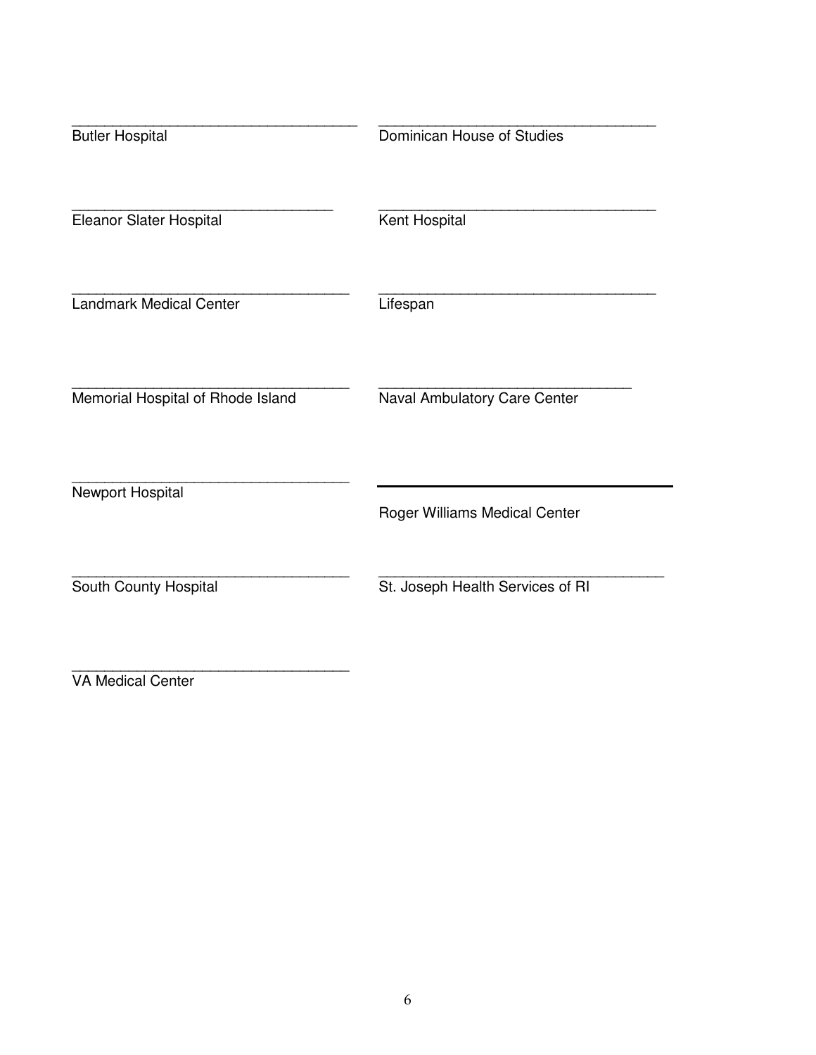| | |
|---|---|
| ___________________________________ | ___________________________________ |
| Butler Hospital | Dominican House of Studies |
| ___________________________________ | ___________________________________ |
| Eleanor Slater Hospital | Kent Hospital |
| ___________________________________ | ___________________________________ |
| Landmark Medical Center | Lifespan |
| ___________________________________ | ___________________________________ |
| Memorial Hospital of Rhode Island | Naval Ambulatory Care Center |
| ___________________________________ | ___________________________________ |
| Newport Hospital | Roger Williams Medical Center |
| ___________________________________ | ___________________________________ |
| South County Hospital | St. Joseph Health Services of RI |
| ___________________________________ | |
| VA Medical Center | |